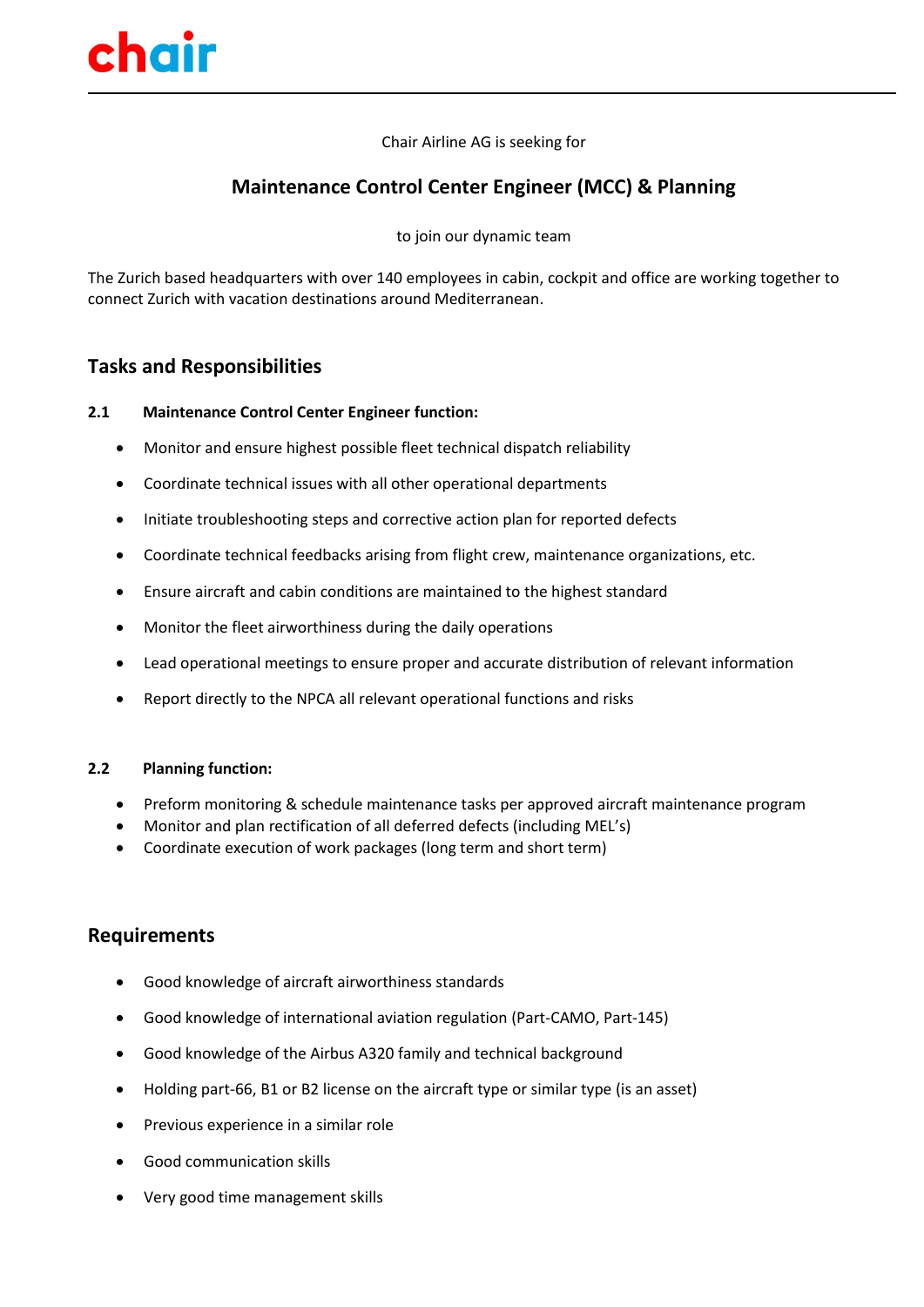chair

Chair Airline AG is seeking for

# Maintenance Control Center Engineer (MCC) & Planning

to join our dynamic team

The Zurich based headquarters with over 140 employees in cabin, cockpit and office are working together to connect Zurich with vacation destinations around Mediterranean.

## Tasks and Responsibilities

**2.1 Maintenance Control Center Engineer function:**

- Monitor and ensure highest possible fleet technical dispatch reliability
- Coordinate technical issues with all other operational departments
- Initiate troubleshooting steps and corrective action plan for reported defects
- Coordinate technical feedbacks arising from flight crew, maintenance organizations, etc.
- Ensure aircraft and cabin conditions are maintained to the highest standard
- Monitor the fleet airworthiness during the daily operations
- Lead operational meetings to ensure proper and accurate distribution of relevant information
- Report directly to the NPCA all relevant operational functions and risks

**2.2 Planning function:**

- Preform monitoring & schedule maintenance tasks per approved aircraft maintenance program
- Monitor and plan rectification of all deferred defects (including MEL's)
- Coordinate execution of work packages (long term and short term)

## Requirements

- Good knowledge of aircraft airworthiness standards
- Good knowledge of international aviation regulation (Part-CAMO, Part-145)
- Good knowledge of the Airbus A320 family and technical background
- Holding part-66, B1 or B2 license on the aircraft type or similar type (is an asset)
- Previous experience in a similar role
- Good communication skills
- Very good time management skills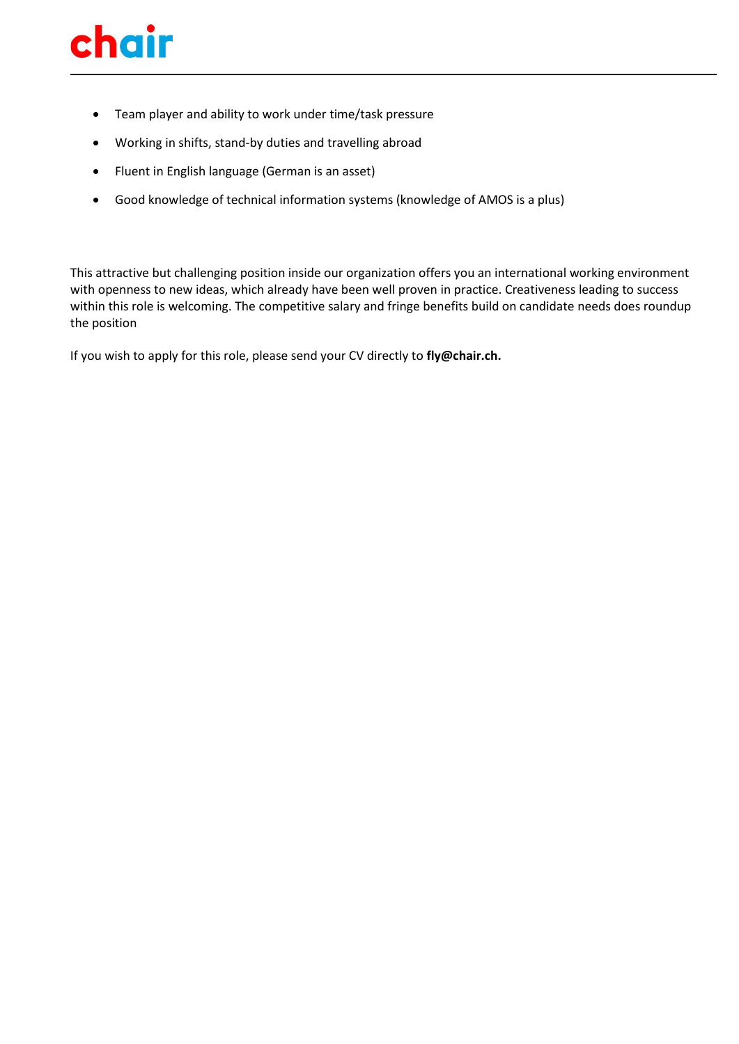- Team player and ability to work under time/task pressure
- Working in shifts, stand-by duties and travelling abroad
- Fluent in English language (German is an asset)
- Good knowledge of technical information systems (knowledge of AMOS is a plus)

This attractive but challenging position inside our organization offers you an international working environment with openness to new ideas, which already have been well proven in practice. Creativeness leading to success within this role is welcoming. The competitive salary and fringe benefits build on candidate needs does roundup the position

If you wish to apply for this role, please send your CV directly to **fly@chair.ch.**